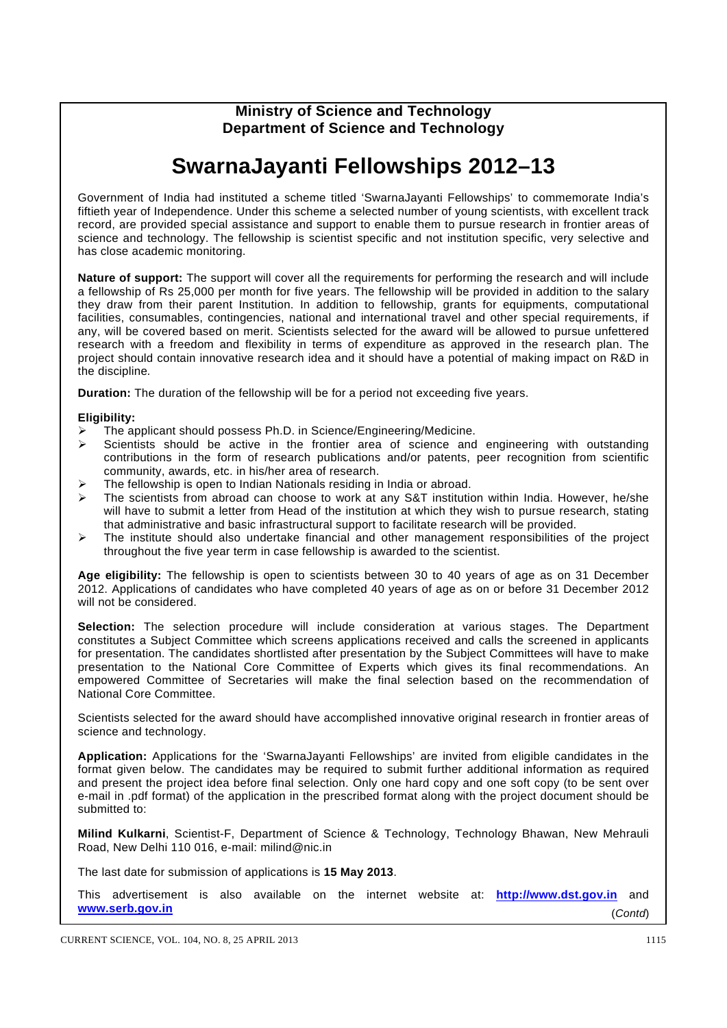**Ministry of Science and Technology**
**Department of Science and Technology**

# SwarnaJayanti Fellowships 2012–13

Government of India had instituted a scheme titled 'SwarnaJayanti Fellowships' to commemorate India's fiftieth year of Independence. Under this scheme a selected number of young scientists, with excellent track record, are provided special assistance and support to enable them to pursue research in frontier areas of science and technology. The fellowship is scientist specific and not institution specific, very selective and has close academic monitoring.

**Nature of support:** The support will cover all the requirements for performing the research and will include a fellowship of Rs 25,000 per month for five years. The fellowship will be provided in addition to the salary they draw from their parent Institution. In addition to fellowship, grants for equipments, computational facilities, consumables, contingencies, national and international travel and other special requirements, if any, will be covered based on merit. Scientists selected for the award will be allowed to pursue unfettered research with a freedom and flexibility in terms of expenditure as approved in the research plan. The project should contain innovative research idea and it should have a potential of making impact on R&D in the discipline.

**Duration:** The duration of the fellowship will be for a period not exceeding five years.

**Eligibility:**

- The applicant should possess Ph.D. in Science/Engineering/Medicine.
- Scientists should be active in the frontier area of science and engineering with outstanding contributions in the form of research publications and/or patents, peer recognition from scientific community, awards, etc. in his/her area of research.
- The fellowship is open to Indian Nationals residing in India or abroad.
- The scientists from abroad can choose to work at any S&T institution within India. However, he/she will have to submit a letter from Head of the institution at which they wish to pursue research, stating that administrative and basic infrastructural support to facilitate research will be provided.
- The institute should also undertake financial and other management responsibilities of the project throughout the five year term in case fellowship is awarded to the scientist.

**Age eligibility:** The fellowship is open to scientists between 30 to 40 years of age as on 31 December 2012. Applications of candidates who have completed 40 years of age as on or before 31 December 2012 will not be considered.

**Selection:** The selection procedure will include consideration at various stages. The Department constitutes a Subject Committee which screens applications received and calls the screened in applicants for presentation. The candidates shortlisted after presentation by the Subject Committees will have to make presentation to the National Core Committee of Experts which gives its final recommendations. An empowered Committee of Secretaries will make the final selection based on the recommendation of National Core Committee.

Scientists selected for the award should have accomplished innovative original research in frontier areas of science and technology.

**Application:** Applications for the 'SwarnaJayanti Fellowships' are invited from eligible candidates in the format given below. The candidates may be required to submit further additional information as required and present the project idea before final selection. Only one hard copy and one soft copy (to be sent over e-mail in .pdf format) of the application in the prescribed format along with the project document should be submitted to:

**Milind Kulkarni**, Scientist-F, Department of Science & Technology, Technology Bhawan, New Mehrauli Road, New Delhi 110 016, e-mail: milind@nic.in

The last date for submission of applications is **15 May 2013**.

This advertisement is also available on the internet website at: **http://www.dst.gov.in** and **www.serb.gov.in**

(*Contd*)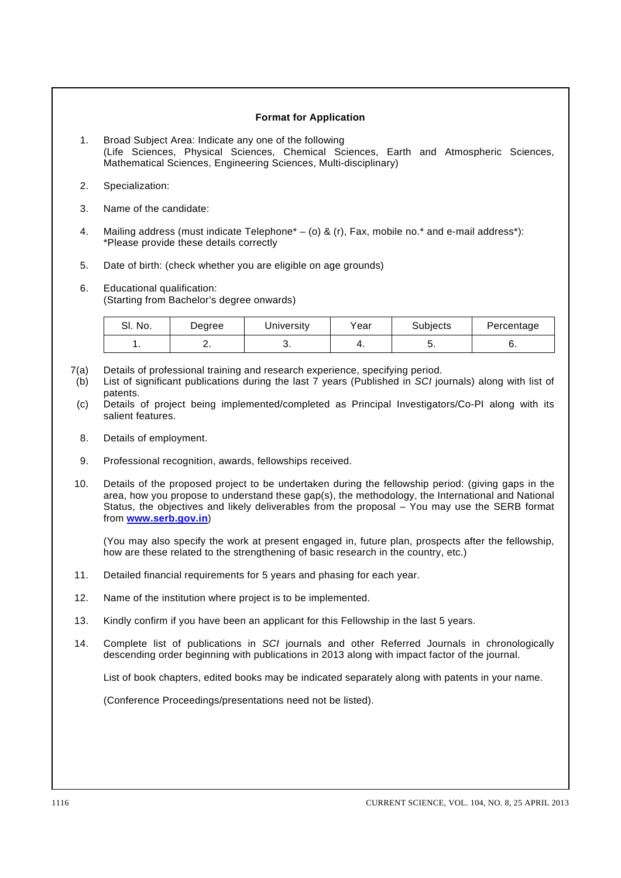**Format for Application**

1. Broad Subject Area: Indicate any one of the following
   (Life Sciences, Physical Sciences, Chemical Sciences, Earth and Atmospheric Sciences, Mathematical Sciences, Engineering Sciences, Multi-disciplinary)

2. Specialization:

3. Name of the candidate:

4. Mailing address (must indicate Telephone* – (o) & (r), Fax, mobile no.* and e-mail address*):
   *Please provide these details correctly

5. Date of birth: (check whether you are eligible on age grounds)

6. Educational qualification:
   (Starting from Bachelor's degree onwards)

| Sl. No. | Degree | University | Year | Subjects | Percentage |
|---|---|---|---|---|---|
| 1. | 2. | 3. | 4. | 5. | 6. |

7(a) Details of professional training and research experience, specifying period.

(b) List of significant publications during the last 7 years (Published in *SCI* journals) along with list of patents.

(c) Details of project being implemented/completed as Principal Investigators/Co-PI along with its salient features.

8. Details of employment.

9. Professional recognition, awards, fellowships received.

10. Details of the proposed project to be undertaken during the fellowship period: (giving gaps in the area, how you propose to understand these gap(s), the methodology, the International and National Status, the objectives and likely deliverables from the proposal – You may use the SERB format from **www.serb.gov.in**)

    (You may also specify the work at present engaged in, future plan, prospects after the fellowship, how are these related to the strengthening of basic research in the country, etc.)

11. Detailed financial requirements for 5 years and phasing for each year.

12. Name of the institution where project is to be implemented.

13. Kindly confirm if you have been an applicant for this Fellowship in the last 5 years.

14. Complete list of publications in *SCI* journals and other Referred Journals in chronologically descending order beginning with publications in 2013 along with impact factor of the journal.

    List of book chapters, edited books may be indicated separately along with patents in your name.

    (Conference Proceedings/presentations need not be listed).